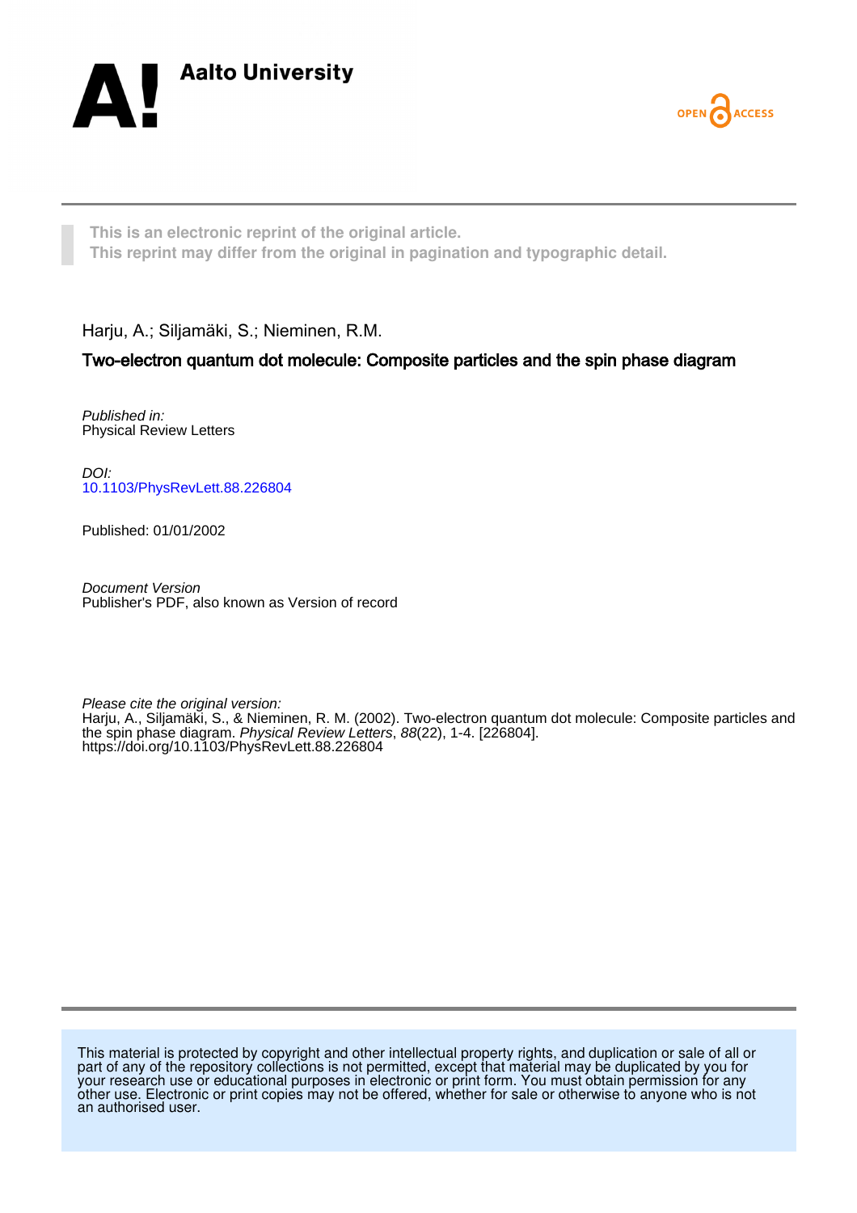Aalto University

OPEN ACCESS

This is an electronic reprint of the original article.
This reprint may differ from the original in pagination and typographic detail.

Harju, A.; Siljamäki, S.; Nieminen, R.M.

# Two-electron quantum dot molecule: Composite particles and the spin phase diagram

*Published in:*
Physical Review Letters

*DOI:*
10.1103/PhysRevLett.88.226804

Published: 01/01/2002

*Document Version*
Publisher's PDF, also known as Version of record

*Please cite the original version:*
Harju, A., Siljamäki, S., & Nieminen, R. M. (2002). Two-electron quantum dot molecule: Composite particles and the spin phase diagram. *Physical Review Letters*, *88*(22), 1-4. [226804].
https://doi.org/10.1103/PhysRevLett.88.226804

This material is protected by copyright and other intellectual property rights, and duplication or sale of all or part of any of the repository collections is not permitted, except that material may be duplicated by you for your research use or educational purposes in electronic or print form. You must obtain permission for any other use. Electronic or print copies may not be offered, whether for sale or otherwise to anyone who is not an authorised user.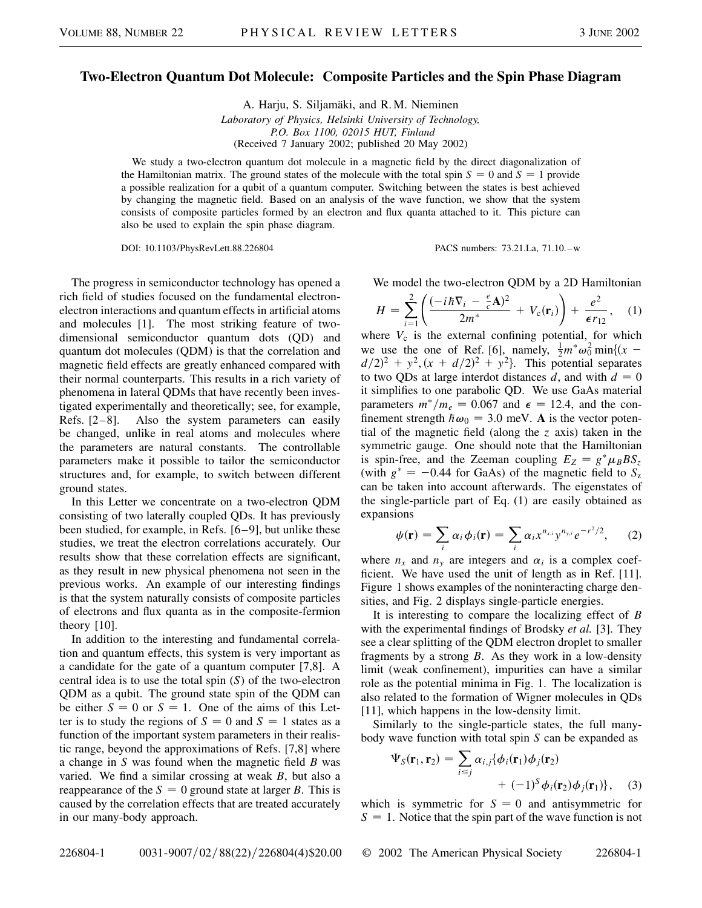# Two-Electron Quantum Dot Molecule: Composite Particles and the Spin Phase Diagram

A. Harju, S. Siljamäki, and R. M. Nieminen

*Laboratory of Physics, Helsinki University of Technology,*
*P.O. Box 1100, 02015 HUT, Finland*
(Received 7 January 2002; published 20 May 2002)

We study a two-electron quantum dot molecule in a magnetic field by the direct diagonalization of the Hamiltonian matrix. The ground states of the molecule with the total spin $S = 0$ and $S = 1$ provide a possible realization for a qubit of a quantum computer. Switching between the states is best achieved by changing the magnetic field. Based on an analysis of the wave function, we show that the system consists of composite particles formed by an electron and flux quanta attached to it. This picture can also be used to explain the spin phase diagram.

DOI: 10.1103/PhysRevLett.88.226804 PACS numbers: 73.21.La, 71.10.–w

The progress in semiconductor technology has opened a rich field of studies focused on the fundamental electron-electron interactions and quantum effects in artificial atoms and molecules [1]. The most striking feature of two-dimensional semiconductor quantum dots (QD) and quantum dot molecules (QDM) is that the correlation and magnetic field effects are greatly enhanced compared with their normal counterparts. This results in a rich variety of phenomena in lateral QDMs that have recently been investigated experimentally and theoretically; see, for example, Refs. [2–8]. Also the system parameters can easily be changed, unlike in real atoms and molecules where the parameters are natural constants. The controllable parameters make it possible to tailor the semiconductor structures and, for example, to switch between different ground states.

In this Letter we concentrate on a two-electron QDM consisting of two laterally coupled QDs. It has previously been studied, for example, in Refs. [6–9], but unlike these studies, we treat the electron correlations accurately. Our results show that these correlation effects are significant, as they result in new physical phenomena not seen in the previous works. An example of our interesting findings is that the system naturally consists of composite particles of electrons and flux quanta as in the composite-fermion theory [10].

In addition to the interesting and fundamental correlation and quantum effects, this system is very important as a candidate for the gate of a quantum computer [7,8]. A central idea is to use the total spin ($S$) of the two-electron QDM as a qubit. The ground state spin of the QDM can be either $S = 0$ or $S = 1$. One of the aims of this Letter is to study the regions of $S = 0$ and $S = 1$ states as a function of the important system parameters in their realistic range, beyond the approximations of Refs. [7,8] where a change in $S$ was found when the magnetic field $B$ was varied. We find a similar crossing at weak $B$, but also a reappearance of the $S = 0$ ground state at larger $B$. This is caused by the correlation effects that are treated accurately in our many-body approach.

We model the two-electron QDM by a 2D Hamiltonian

$$H = \sum_{i=1}^{2} \left( \frac{(-i\hbar\nabla_i - \frac{e}{c}\mathbf{A})^2}{2m^*} + V_c(\mathbf{r}_i) \right) + \frac{e^2}{\epsilon r_{12}}, \quad (1)$$

where $V_c$ is the external confining potential, for which we use the one of Ref. [6], namely, $\frac{1}{2}m^*\omega_0^2 \min\{(x - d/2)^2 + y^2, (x + d/2)^2 + y^2\}$. This potential separates to two QDs at large interdot distances $d$, and with $d = 0$ it simplifies to one parabolic QD. We use GaAs material parameters $m^*/m_e = 0.067$ and $\epsilon = 12.4$, and the confinement strength $\hbar\omega_0 = 3.0$ meV. $\mathbf{A}$ is the vector potential of the magnetic field (along the $z$ axis) taken in the symmetric gauge. One should note that the Hamiltonian is spin-free, and the Zeeman coupling $E_Z = g^*\mu_B B S_z$ (with $g^* = -0.44$ for GaAs) of the magnetic field to $S_z$ can be taken into account afterwards. The eigenstates of the single-particle part of Eq. (1) are easily obtained as expansions

$$\psi(\mathbf{r}) = \sum_i \alpha_i \phi_i(\mathbf{r}) = \sum_i \alpha_i x^{n_{x,i}} y^{n_{y,i}} e^{-r^2/2}, \quad (2)$$

where $n_x$ and $n_y$ are integers and $\alpha_i$ is a complex coefficient. We have used the unit of length as in Ref. [11]. Figure 1 shows examples of the noninteracting charge densities, and Fig. 2 displays single-particle energies.

It is interesting to compare the localizing effect of $B$ with the experimental findings of Brodsky *et al.* [3]. They see a clear splitting of the QDM electron droplet to smaller fragments by a strong $B$. As they work in a low-density limit (weak confinement), impurities can have a similar role as the potential minima in Fig. 1. The localization is also related to the formation of Wigner molecules in QDs [11], which happens in the low-density limit.

Similarly to the single-particle states, the full many-body wave function with total spin $S$ can be expanded as

$$\Psi_S(\mathbf{r}_1, \mathbf{r}_2) = \sum_{i \le j} \alpha_{i,j}\{\phi_i(\mathbf{r}_1)\phi_j(\mathbf{r}_2) + (-1)^S \phi_i(\mathbf{r}_2)\phi_j(\mathbf{r}_1)\}, \quad (3)$$

which is symmetric for $S = 0$ and antisymmetric for $S = 1$. Notice that the spin part of the wave function is not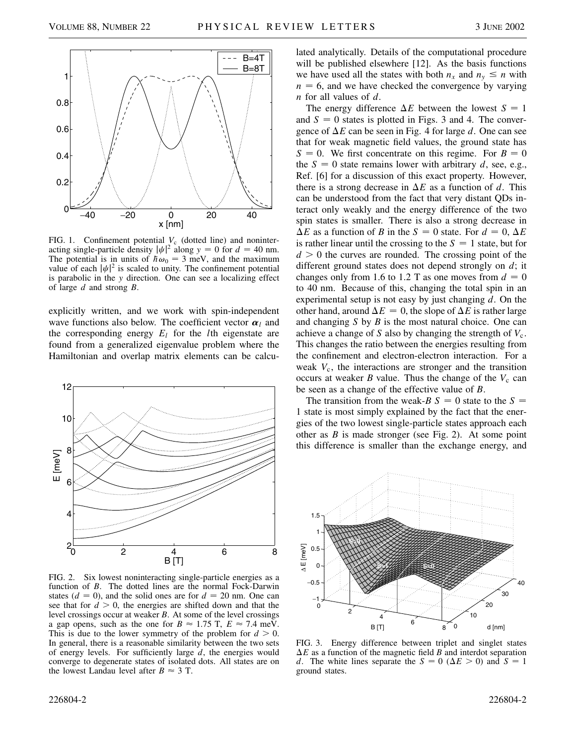FIG. 1. Confinement potential $V_c$ (dotted line) and noninteracting single-particle density $|\psi|^2$ along $y = 0$ for $d = 40$ nm. The potential is in units of $\hbar\omega_0 = 3$ meV, and the maximum value of each $|\psi|^2$ is scaled to unity. The confinement potential is parabolic in the $y$ direction. One can see a localizing effect of large $d$ and strong $B$.

explicitly written, and we work with spin-independent wave functions also below. The coefficient vector $\boldsymbol{\alpha}_l$ and the corresponding energy $E_l$ for the $l$th eigenstate are found from a generalized eigenvalue problem where the Hamiltonian and overlap matrix elements can be calculated analytically. Details of the computational procedure will be published elsewhere [12]. As the basis functions we have used all the states with both $n_x$ and $n_y \leq n$ with $n = 6$, and we have checked the convergence by varying $n$ for all values of $d$.

FIG. 2. Six lowest noninteracting single-particle energies as a function of $B$. The dotted lines are the normal Fock-Darwin states ($d = 0$), and the solid ones are for $d = 20$ nm. One can see that for $d > 0$, the energies are shifted down and that the level crossings occur at weaker $B$. At some of the level crossings a gap opens, such as the one for $B \approx 1.75$ T, $E \approx 7.4$ meV. This is due to the lower symmetry of the problem for $d > 0$. In general, there is a reasonable similarity between the two sets of energy levels. For sufficiently large $d$, the energies would converge to degenerate states of isolated dots. All states are on the lowest Landau level after $B \approx 3$ T.

The energy difference $\Delta E$ between the lowest $S = 1$ and $S = 0$ states is plotted in Figs. 3 and 4. The convergence of $\Delta E$ can be seen in Fig. 4 for large $d$. One can see that for weak magnetic field values, the ground state has $S = 0$. We first concentrate on this regime. For $B = 0$ the $S = 0$ state remains lower with arbitrary $d$, see, e.g., Ref. [6] for a discussion of this exact property. However, there is a strong decrease in $\Delta E$ as a function of $d$. This can be understood from the fact that very distant QDs interact only weakly and the energy difference of the two spin states is smaller. There is also a strong decrease in $\Delta E$ as a function of $B$ in the $S = 0$ state. For $d = 0$, $\Delta E$ is rather linear until the crossing to the $S = 1$ state, but for $d > 0$ the curves are rounded. The crossing point of the different ground states does not depend strongly on $d$; it changes only from 1.6 to 1.2 T as one moves from $d = 0$ to 40 nm. Because of this, changing the total spin in an experimental setup is not easy by just changing $d$. On the other hand, around $\Delta E = 0$, the slope of $\Delta E$ is rather large and changing $S$ by $B$ is the most natural choice. One can achieve a change of $S$ also by changing the strength of $V_c$. This changes the ratio between the energies resulting from the confinement and electron-electron interaction. For a weak $V_c$, the interactions are stronger and the transition occurs at weaker $B$ value. Thus the change of the $V_c$ can be seen as a change of the effective value of $B$.

The transition from the weak-$B$ $S = 0$ state to the $S = 1$ state is most simply explained by the fact that the energies of the two lowest single-particle states approach each other as $B$ is made stronger (see Fig. 2). At some point this difference is smaller than the exchange energy, and

FIG. 3. Energy difference between triplet and singlet states $\Delta E$ as a function of the magnetic field $B$ and interdot separation $d$. The white lines separate the $S = 0$ ($\Delta E > 0$) and $S = 1$ ground states.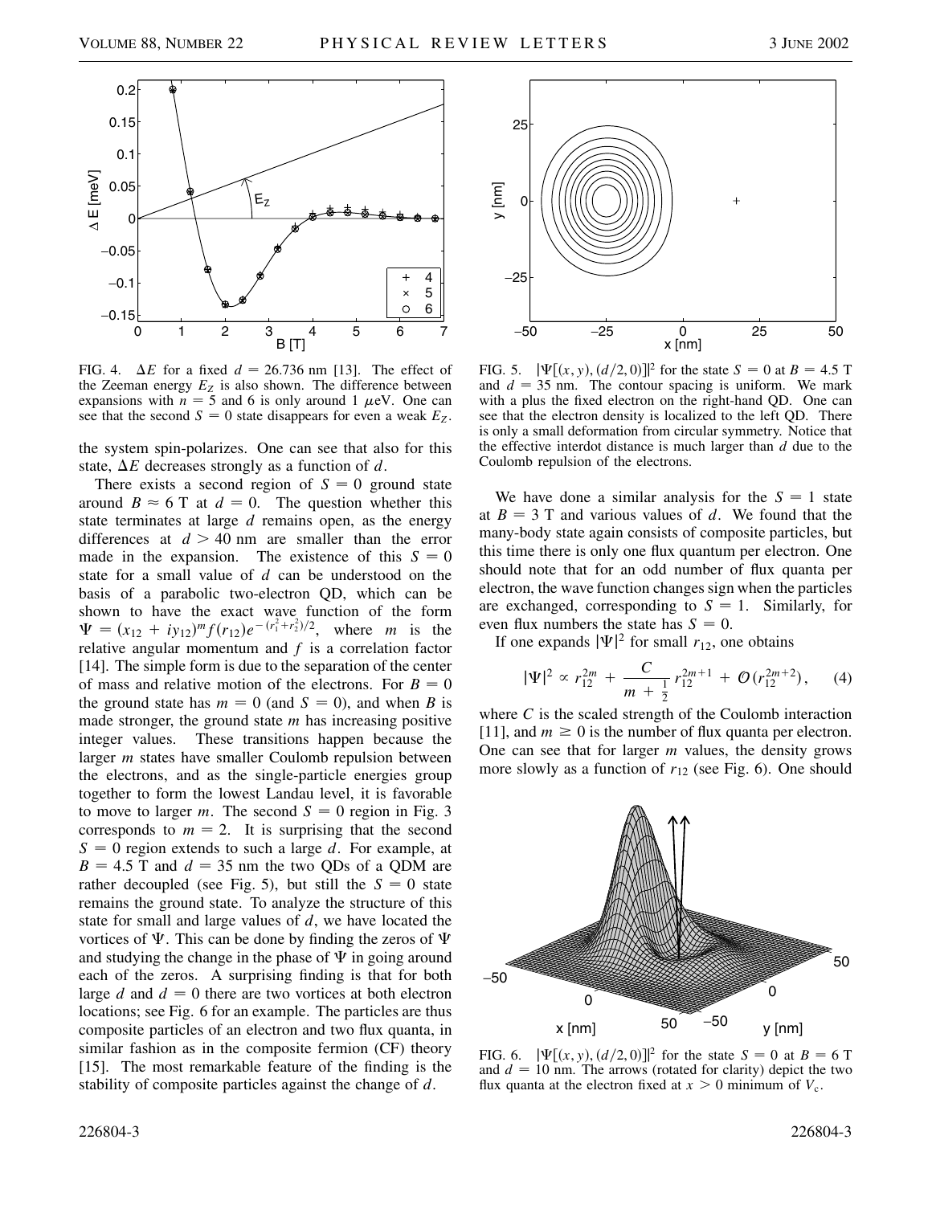FIG. 4. $\Delta E$ for a fixed $d = 26.736$ nm [13]. The effect of the Zeeman energy $E_Z$ is also shown. The difference between expansions with $n = 5$ and 6 is only around 1 $\mu$eV. One can see that the second $S = 0$ state disappears for even a weak $E_Z$.

FIG. 5. $|\Psi[(x, y), (d/2, 0)]|^2$ for the state $S = 0$ at $B = 4.5$ T and $d = 35$ nm. The contour spacing is uniform. We mark with a plus the fixed electron on the right-hand QD. One can see that the electron density is localized to the left QD. There is only a small deformation from circular symmetry. Notice that the effective interdot distance is much larger than $d$ due to the Coulomb repulsion of the electrons.

the system spin-polarizes. One can see that also for this state, $\Delta E$ decreases strongly as a function of $d$.

There exists a second region of $S = 0$ ground state around $B \approx 6$ T at $d = 0$. The question whether this state terminates at large $d$ remains open, as the energy differences at $d > 40$ nm are smaller than the error made in the expansion. The existence of this $S = 0$ state for a small value of $d$ can be understood on the basis of a parabolic two-electron QD, which can be shown to have the exact wave function of the form $\Psi = (x_{12} + iy_{12})^m f(r_{12}) e^{-(r_1^2 + r_2^2)/2}$, where $m$ is the relative angular momentum and $f$ is a correlation factor [14]. The simple form is due to the separation of the center of mass and relative motion of the electrons. For $B = 0$ the ground state has $m = 0$ (and $S = 0$), and when $B$ is made stronger, the ground state $m$ has increasing positive integer values. These transitions happen because the larger $m$ states have smaller Coulomb repulsion between the electrons, and as the single-particle energies group together to form the lowest Landau level, it is favorable to move to larger $m$. The second $S = 0$ region in Fig. 3 corresponds to $m = 2$. It is surprising that the second $S = 0$ region extends to such a large $d$. For example, at $B = 4.5$ T and $d = 35$ nm the two QDs of a QDM are rather decoupled (see Fig. 5), but still the $S = 0$ state remains the ground state. To analyze the structure of this state for small and large values of $d$, we have located the vortices of $\Psi$. This can be done by finding the zeros of $\Psi$ and studying the change in the phase of $\Psi$ in going around each of the zeros. A surprising finding is that for both large $d$ and $d = 0$ there are two vortices at both electron locations; see Fig. 6 for an example. The particles are thus composite particles of an electron and two flux quanta, in similar fashion as in the composite fermion (CF) theory [15]. The most remarkable feature of the finding is the stability of composite particles against the change of $d$.

We have done a similar analysis for the $S = 1$ state at $B = 3$ T and various values of $d$. We found that the many-body state again consists of composite particles, but this time there is only one flux quantum per electron. One should note that for an odd number of flux quanta per electron, the wave function changes sign when the particles are exchanged, corresponding to $S = 1$. Similarly, for even flux numbers the state has $S = 0$.

If one expands $|\Psi|^2$ for small $r_{12}$, one obtains

$$|\Psi|^2 \propto r_{12}^{2m} + \frac{C}{m + \frac{1}{2}} r_{12}^{2m+1} + \mathcal{O}(r_{12}^{2m+2}), \qquad (4)$$

where $C$ is the scaled strength of the Coulomb interaction [11], and $m \geq 0$ is the number of flux quanta per electron. One can see that for larger $m$ values, the density grows more slowly as a function of $r_{12}$ (see Fig. 6). One should

FIG. 6. $|\Psi[(x, y), (d/2, 0)]|^2$ for the state $S = 0$ at $B = 6$ T and $d = 10$ nm. The arrows (rotated for clarity) depict the two flux quanta at the electron fixed at $x > 0$ minimum of $V_c$.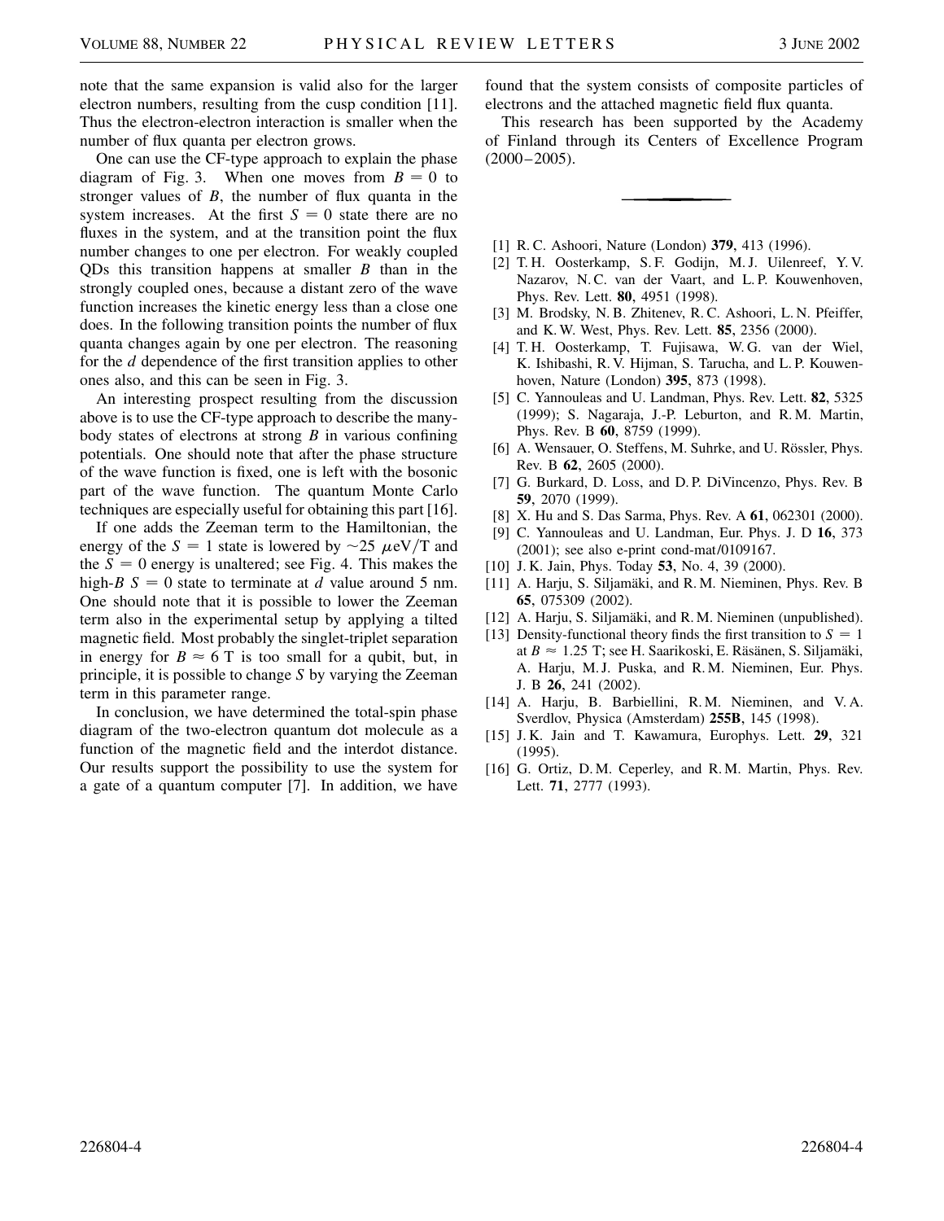note that the same expansion is valid also for the larger electron numbers, resulting from the cusp condition [11]. Thus the electron-electron interaction is smaller when the number of flux quanta per electron grows.

One can use the CF-type approach to explain the phase diagram of Fig. 3. When one moves from $B = 0$ to stronger values of $B$, the number of flux quanta in the system increases. At the first $S = 0$ state there are no fluxes in the system, and at the transition point the flux number changes to one per electron. For weakly coupled QDs this transition happens at smaller $B$ than in the strongly coupled ones, because a distant zero of the wave function increases the kinetic energy less than a close one does. In the following transition points the number of flux quanta changes again by one per electron. The reasoning for the $d$ dependence of the first transition applies to other ones also, and this can be seen in Fig. 3.

An interesting prospect resulting from the discussion above is to use the CF-type approach to describe the many-body states of electrons at strong $B$ in various confining potentials. One should note that after the phase structure of the wave function is fixed, one is left with the bosonic part of the wave function. The quantum Monte Carlo techniques are especially useful for obtaining this part [16].

If one adds the Zeeman term to the Hamiltonian, the energy of the $S = 1$ state is lowered by $\sim 25\ \mu\text{eV/T}$ and the $S = 0$ energy is unaltered; see Fig. 4. This makes the high-$B$ $S = 0$ state to terminate at $d$ value around 5 nm. One should note that it is possible to lower the Zeeman term also in the experimental setup by applying a tilted magnetic field. Most probably the singlet-triplet separation in energy for $B \approx 6$ T is too small for a qubit, but, in principle, it is possible to change $S$ by varying the Zeeman term in this parameter range.

In conclusion, we have determined the total-spin phase diagram of the two-electron quantum dot molecule as a function of the magnetic field and the interdot distance. Our results support the possibility to use the system for a gate of a quantum computer [7]. In addition, we have found that the system consists of composite particles of electrons and the attached magnetic field flux quanta.

This research has been supported by the Academy of Finland through its Centers of Excellence Program (2000–2005).

---

[1] R. C. Ashoori, Nature (London) **379**, 413 (1996).

[2] T. H. Oosterkamp, S. F. Godijn, M. J. Uilenreef, Y. V. Nazarov, N. C. van der Vaart, and L. P. Kouwenhoven, Phys. Rev. Lett. **80**, 4951 (1998).

[3] M. Brodsky, N. B. Zhitenev, R. C. Ashoori, L. N. Pfeiffer, and K. W. West, Phys. Rev. Lett. **85**, 2356 (2000).

[4] T. H. Oosterkamp, T. Fujisawa, W. G. van der Wiel, K. Ishibashi, R. V. Hijman, S. Tarucha, and L. P. Kouwenhoven, Nature (London) **395**, 873 (1998).

[5] C. Yannouleas and U. Landman, Phys. Rev. Lett. **82**, 5325 (1999); S. Nagaraja, J.-P. Leburton, and R. M. Martin, Phys. Rev. B **60**, 8759 (1999).

[6] A. Wensauer, O. Steffens, M. Suhrke, and U. Rössler, Phys. Rev. B **62**, 2605 (2000).

[7] G. Burkard, D. Loss, and D. P. DiVincenzo, Phys. Rev. B **59**, 2070 (1999).

[8] X. Hu and S. Das Sarma, Phys. Rev. A **61**, 062301 (2000).

[9] C. Yannouleas and U. Landman, Eur. Phys. J. D **16**, 373 (2001); see also e-print cond-mat/0109167.

[10] J. K. Jain, Phys. Today **53**, No. 4, 39 (2000).

[11] A. Harju, S. Siljamäki, and R. M. Nieminen, Phys. Rev. B **65**, 075309 (2002).

[12] A. Harju, S. Siljamäki, and R. M. Nieminen (unpublished).

[13] Density-functional theory finds the first transition to $S = 1$ at $B \approx 1.25$ T; see H. Saarikoski, E. Räsänen, S. Siljamäki, A. Harju, M. J. Puska, and R. M. Nieminen, Eur. Phys. J. B **26**, 241 (2002).

[14] A. Harju, B. Barbiellini, R. M. Nieminen, and V. A. Sverdlov, Physica (Amsterdam) **255B**, 145 (1998).

[15] J. K. Jain and T. Kawamura, Europhys. Lett. **29**, 321 (1995).

[16] G. Ortiz, D. M. Ceperley, and R. M. Martin, Phys. Rev. Lett. **71**, 2777 (1993).